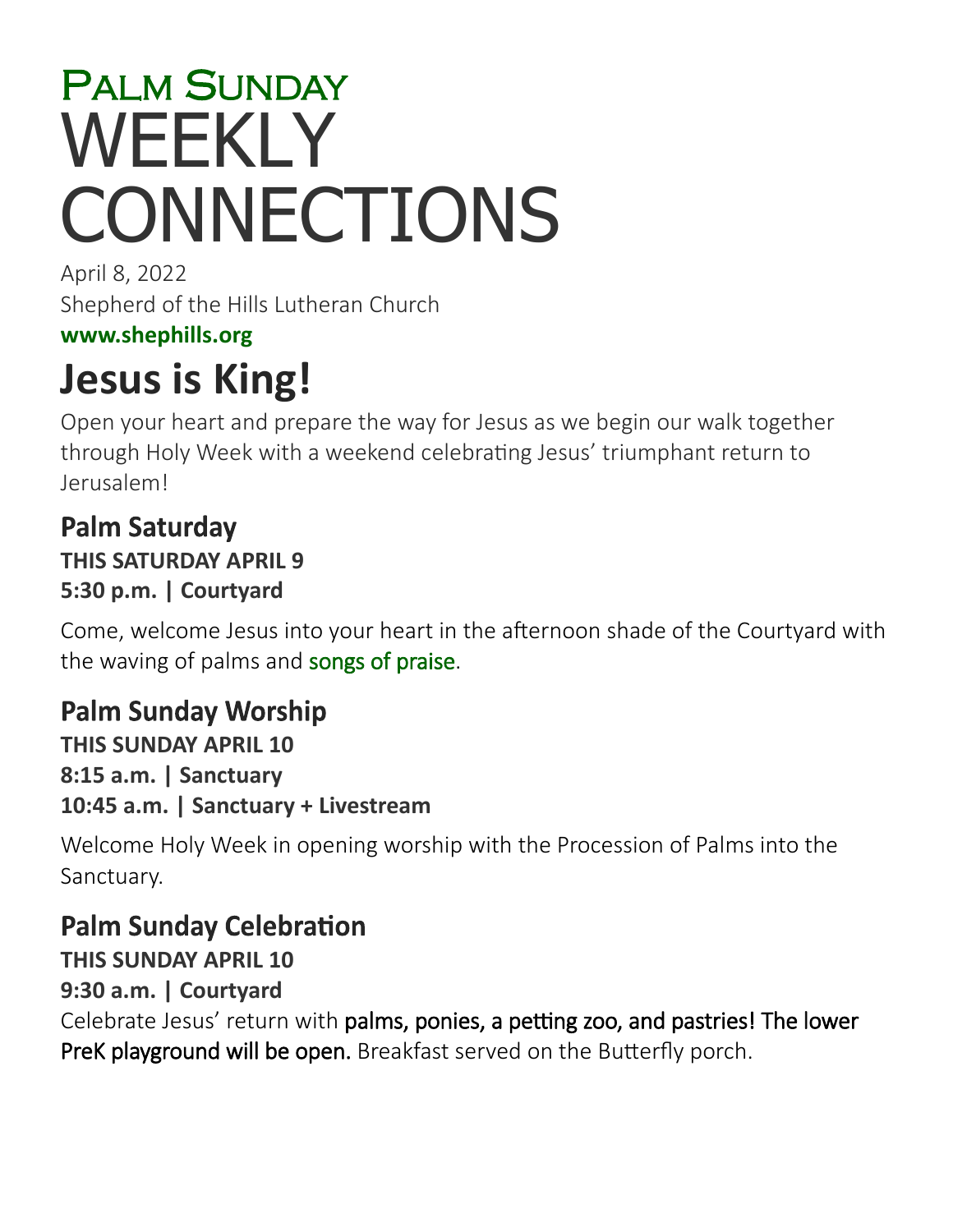# Palm Sunday WEEKLY CONNECTIONS

April 8, 2022

Shepherd of the Hills Lutheran Church

**www.shephills.org**

# Jesus is King!

Open your heart and prepare the way for Jesus as we begin our walk together through Holy Week with a weekend celebrating Jesus' triumphant return to Jerusalem!

## Palm Saturday

**THIS SATURDAY APRIL 9**
**5:30 p.m. | Courtyard**

Come, welcome Jesus into your heart in the afternoon shade of the Courtyard with the waving of palms and songs of praise.

## Palm Sunday Worship

**THIS SUNDAY APRIL 10**
**8:15 a.m. | Sanctuary**
**10:45 a.m. | Sanctuary + Livestream**

Welcome Holy Week in opening worship with the Procession of Palms into the Sanctuary.

## Palm Sunday Celebration

**THIS SUNDAY APRIL 10**
**9:30 a.m. | Courtyard**

Celebrate Jesus' return with palms, ponies, a petting zoo, and pastries! The lower PreK playground will be open. Breakfast served on the Butterfly porch.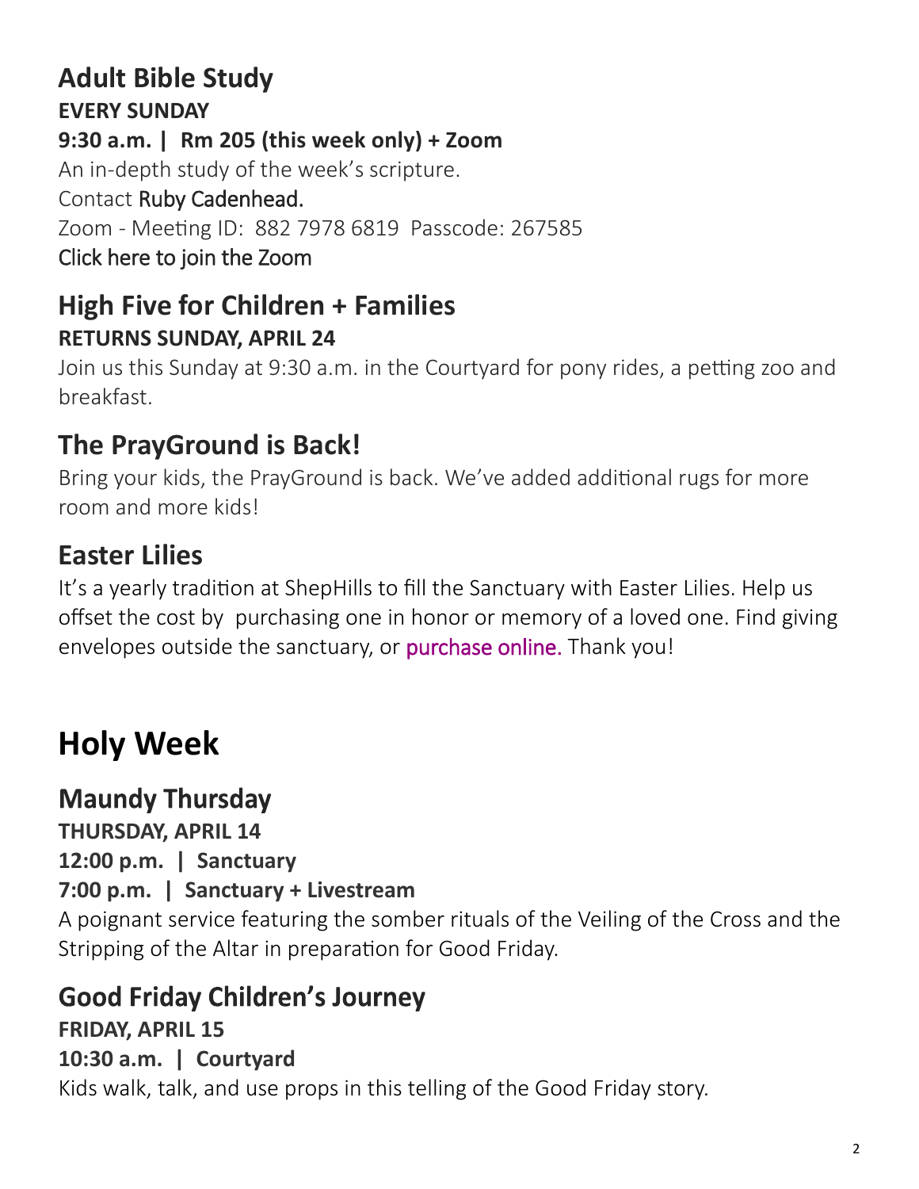## Adult Bible Study

**EVERY SUNDAY**

**9:30 a.m. | Rm 205 (this week only) + Zoom**

An in-depth study of the week's scripture.

Contact Ruby Cadenhead.

Zoom - Meeting ID: 882 7978 6819 Passcode: 267585

Click here to join the Zoom

## High Five for Children + Families

**RETURNS SUNDAY, APRIL 24**

Join us this Sunday at 9:30 a.m. in the Courtyard for pony rides, a petting zoo and breakfast.

## The PrayGround is Back!

Bring your kids, the PrayGround is back. We've added additional rugs for more room and more kids!

## Easter Lilies

It's a yearly tradition at ShepHills to fill the Sanctuary with Easter Lilies. Help us offset the cost by purchasing one in honor or memory of a loved one. Find giving envelopes outside the sanctuary, or purchase online. Thank you!

# Holy Week

## Maundy Thursday

**THURSDAY, APRIL 14**

**12:00 p.m. | Sanctuary**

**7:00 p.m. | Sanctuary + Livestream**

A poignant service featuring the somber rituals of the Veiling of the Cross and the Stripping of the Altar in preparation for Good Friday.

## Good Friday Children's Journey

**FRIDAY, APRIL 15**

**10:30 a.m. | Courtyard**

Kids walk, talk, and use props in this telling of the Good Friday story.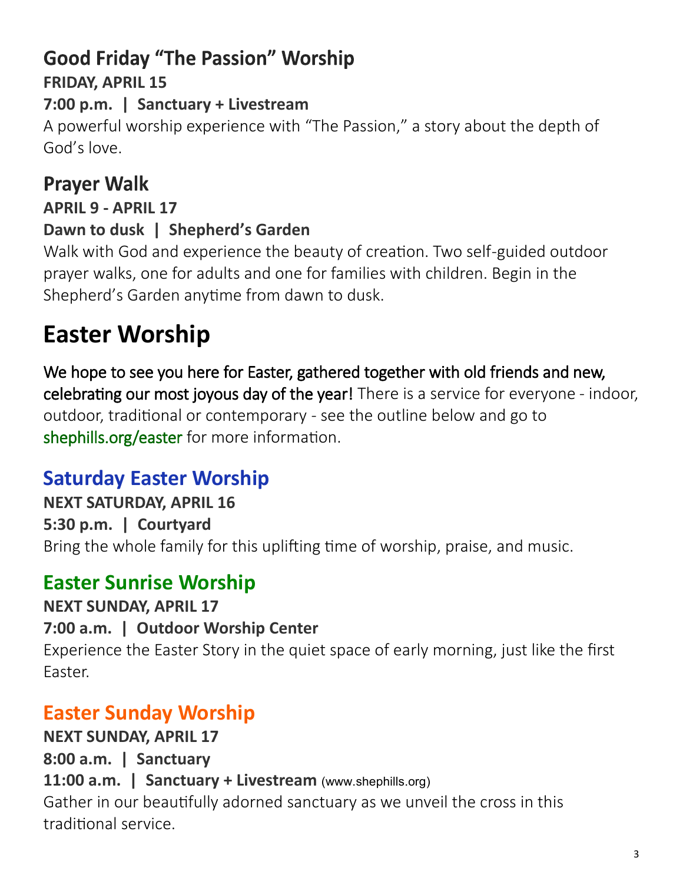## Good Friday “The Passion” Worship

**FRIDAY, APRIL 15**

**7:00 p.m. | Sanctuary + Livestream**

A powerful worship experience with “The Passion,” a story about the depth of God’s love.

## Prayer Walk

**APRIL 9 - APRIL 17**

**Dawn to dusk | Shepherd’s Garden**

Walk with God and experience the beauty of creation. Two self-guided outdoor prayer walks, one for adults and one for families with children. Begin in the Shepherd’s Garden anytime from dawn to dusk.

# Easter Worship

We hope to see you here for Easter, gathered together with old friends and new, celebrating our most joyous day of the year! There is a service for everyone - indoor, outdoor, traditional or contemporary - see the outline below and go to shephills.org/easter for more information.

## Saturday Easter Worship

**NEXT SATURDAY, APRIL 16**

**5:30 p.m. | Courtyard**

Bring the whole family for this uplifting time of worship, praise, and music.

## Easter Sunrise Worship

**NEXT SUNDAY, APRIL 17**

**7:00 a.m. | Outdoor Worship Center**

Experience the Easter Story in the quiet space of early morning, just like the first Easter.

## Easter Sunday Worship

**NEXT SUNDAY, APRIL 17**

**8:00 a.m. | Sanctuary**

**11:00 a.m. | Sanctuary + Livestream** (www.shephills.org)

Gather in our beautifully adorned sanctuary as we unveil the cross in this traditional service.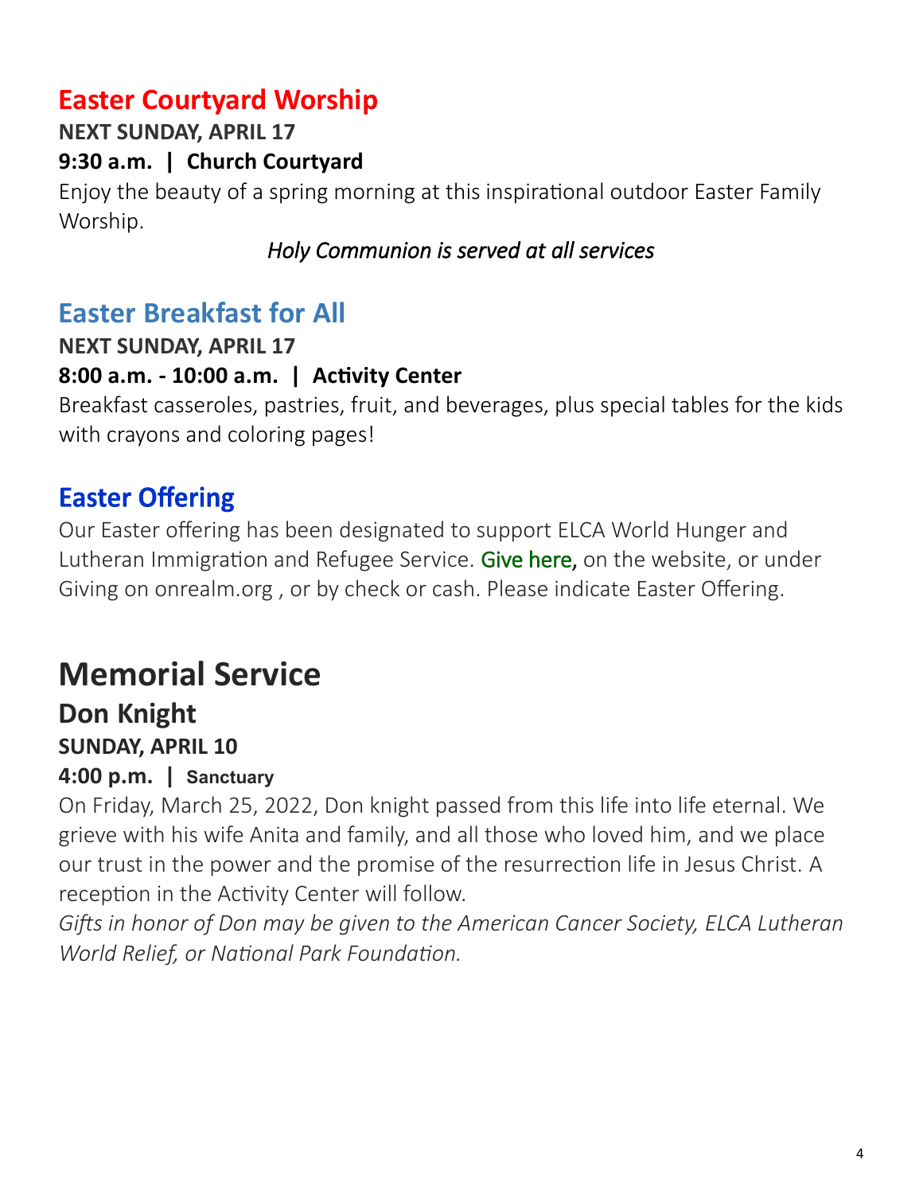## Easter Courtyard Worship

**NEXT SUNDAY, APRIL 17**

**9:30 a.m. | Church Courtyard**

Enjoy the beauty of a spring morning at this inspirational outdoor Easter Family Worship.

*Holy Communion is served at all services*

## Easter Breakfast for All

**NEXT SUNDAY, APRIL 17**

**8:00 a.m. - 10:00 a.m. | Activity Center**

Breakfast casseroles, pastries, fruit, and beverages, plus special tables for the kids with crayons and coloring pages!

## Easter Offering

Our Easter offering has been designated to support ELCA World Hunger and Lutheran Immigration and Refugee Service. Give here, on the website, or under Giving on onrealm.org , or by check or cash. Please indicate Easter Offering.

# Memorial Service

## Don Knight

**SUNDAY, APRIL 10**

**4:00 p.m. | Sanctuary**

On Friday, March 25, 2022, Don knight passed from this life into life eternal. We grieve with his wife Anita and family, and all those who loved him, and we place our trust in the power and the promise of the resurrection life in Jesus Christ. A reception in the Activity Center will follow.

*Gifts in honor of Don may be given to the American Cancer Society, ELCA Lutheran World Relief, or National Park Foundation.*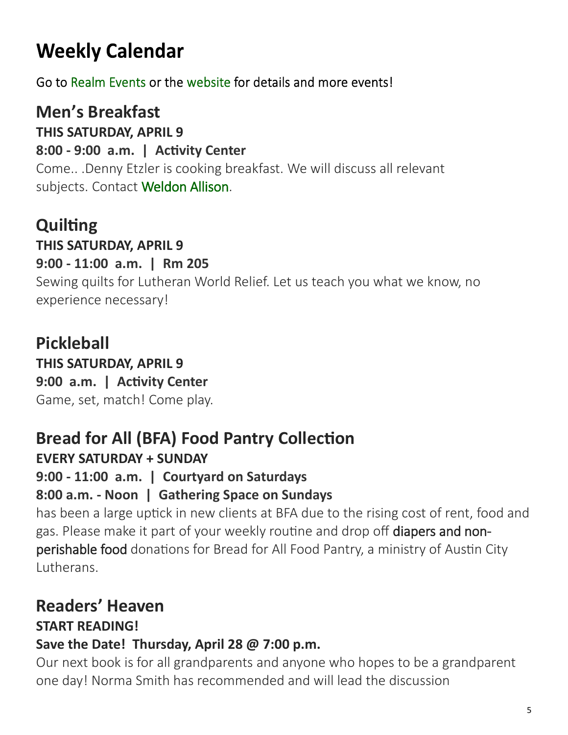# Weekly Calendar

Go to Realm Events or the website for details and more events!

## Men's Breakfast

**THIS SATURDAY, APRIL 9**

**8:00 - 9:00 a.m. | Activity Center**

Come.. .Denny Etzler is cooking breakfast. We will discuss all relevant subjects. Contact Weldon Allison.

## Quilting

**THIS SATURDAY, APRIL 9**

**9:00 - 11:00 a.m. | Rm 205**

Sewing quilts for Lutheran World Relief. Let us teach you what we know, no experience necessary!

## Pickleball

**THIS SATURDAY, APRIL 9**

**9:00 a.m. | Activity Center**

Game, set, match! Come play.

## Bread for All (BFA) Food Pantry Collection

**EVERY SATURDAY + SUNDAY**

**9:00 - 11:00 a.m. | Courtyard on Saturdays**

**8:00 a.m. - Noon | Gathering Space on Sundays**

has been a large uptick in new clients at BFA due to the rising cost of rent, food and gas. Please make it part of your weekly routine and drop off diapers and non-perishable food donations for Bread for All Food Pantry, a ministry of Austin City Lutherans.

## Readers' Heaven

**START READING!**

**Save the Date! Thursday, April 28 @ 7:00 p.m.**

Our next book is for all grandparents and anyone who hopes to be a grandparent one day! Norma Smith has recommended and will lead the discussion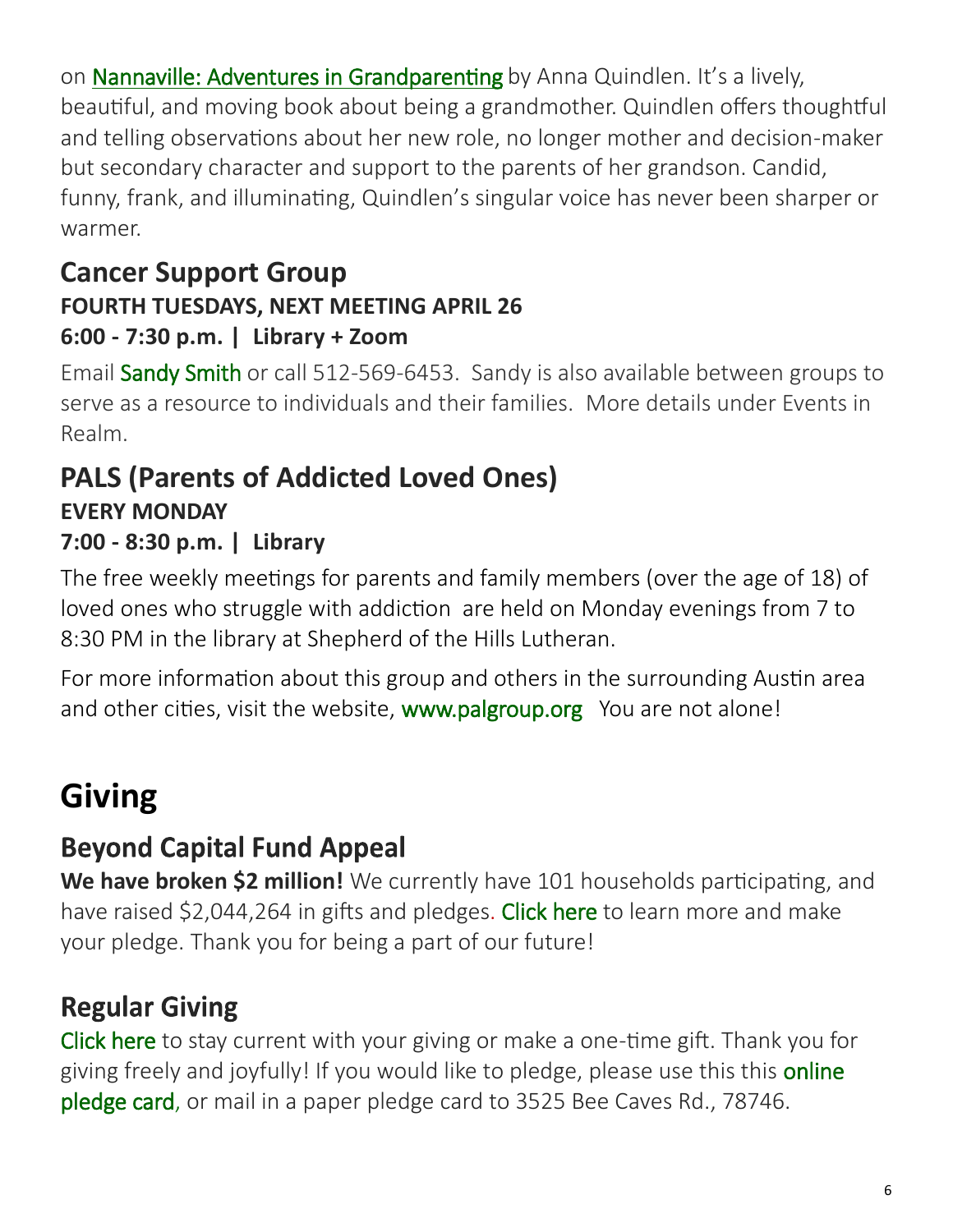on Nannaville: Adventures in Grandparenting by Anna Quindlen. It's a lively, beautiful, and moving book about being a grandmother. Quindlen offers thoughtful and telling observations about her new role, no longer mother and decision-maker but secondary character and support to the parents of her grandson. Candid, funny, frank, and illuminating, Quindlen's singular voice has never been sharper or warmer.

## Cancer Support Group

**FOURTH TUESDAYS, NEXT MEETING APRIL 26**

**6:00 - 7:30 p.m. | Library + Zoom**

Email Sandy Smith or call 512-569-6453. Sandy is also available between groups to serve as a resource to individuals and their families. More details under Events in Realm.

## PALS (Parents of Addicted Loved Ones)

**EVERY MONDAY**

**7:00 - 8:30 p.m. | Library**

The free weekly meetings for parents and family members (over the age of 18) of loved ones who struggle with addiction are held on Monday evenings from 7 to 8:30 PM in the library at Shepherd of the Hills Lutheran.

For more information about this group and others in the surrounding Austin area and other cities, visit the website, www.palgroup.org You are not alone!

# Giving

## Beyond Capital Fund Appeal

**We have broken $2 million!** We currently have 101 households participating, and have raised $2,044,264 in gifts and pledges. Click here to learn more and make your pledge. Thank you for being a part of our future!

## Regular Giving

Click here to stay current with your giving or make a one-time gift. Thank you for giving freely and joyfully! If you would like to pledge, please use this this online pledge card, or mail in a paper pledge card to 3525 Bee Caves Rd., 78746.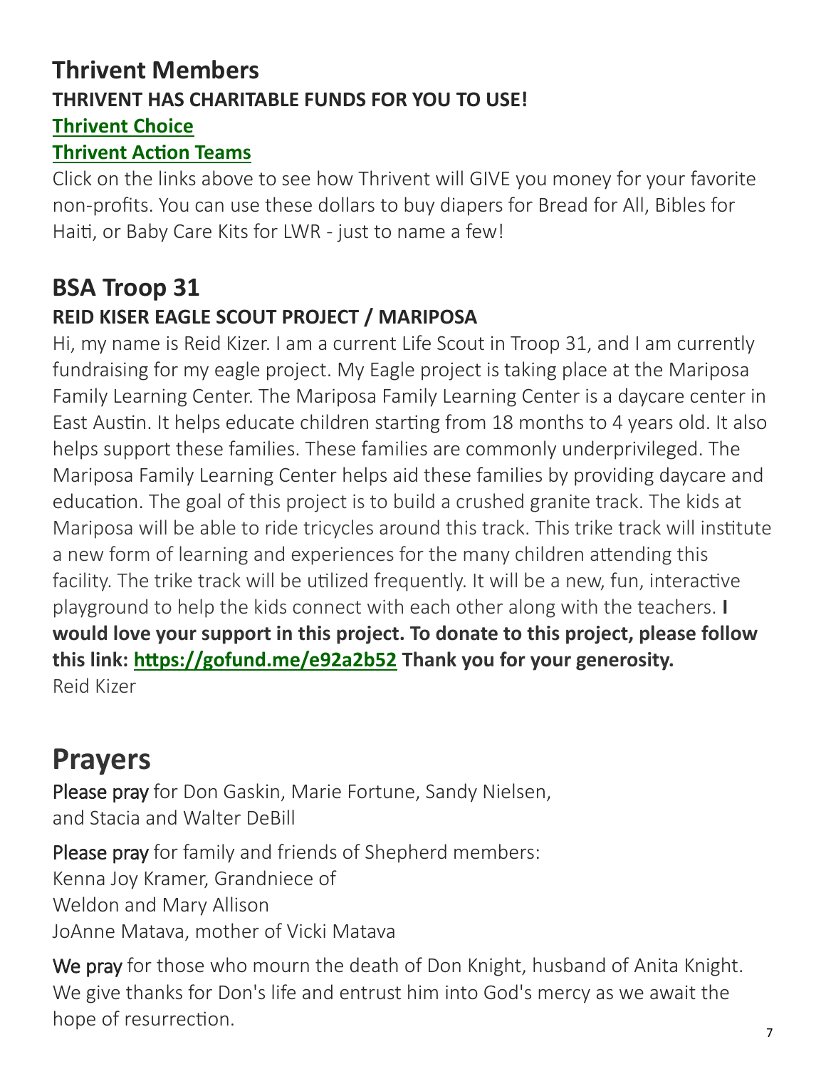## Thrivent Members

### THRIVENT HAS CHARITABLE FUNDS FOR YOU TO USE!

**Thrivent Choice**

**Thrivent Action Teams**

Click on the links above to see how Thrivent will GIVE you money for your favorite non-profits. You can use these dollars to buy diapers for Bread for All, Bibles for Haiti, or Baby Care Kits for LWR - just to name a few!

## BSA Troop 31

### REID KISER EAGLE SCOUT PROJECT / MARIPOSA

Hi, my name is Reid Kizer. I am a current Life Scout in Troop 31, and I am currently fundraising for my eagle project. My Eagle project is taking place at the Mariposa Family Learning Center. The Mariposa Family Learning Center is a daycare center in East Austin. It helps educate children starting from 18 months to 4 years old. It also helps support these families. These families are commonly underprivileged. The Mariposa Family Learning Center helps aid these families by providing daycare and education. The goal of this project is to build a crushed granite track. The kids at Mariposa will be able to ride tricycles around this track. This trike track will institute a new form of learning and experiences for the many children attending this facility. The trike track will be utilized frequently. It will be a new, fun, interactive playground to help the kids connect with each other along with the teachers. **I would love your support in this project. To donate to this project, please follow this link: https://gofund.me/e92a2b52 Thank you for your generosity.**
Reid Kizer

# Prayers

Please pray for Don Gaskin, Marie Fortune, Sandy Nielsen, and Stacia and Walter DeBill

Please pray for family and friends of Shepherd members:
Kenna Joy Kramer, Grandniece of
Weldon and Mary Allison
JoAnne Matava, mother of Vicki Matava

We pray for those who mourn the death of Don Knight, husband of Anita Knight. We give thanks for Don's life and entrust him into God's mercy as we await the hope of resurrection.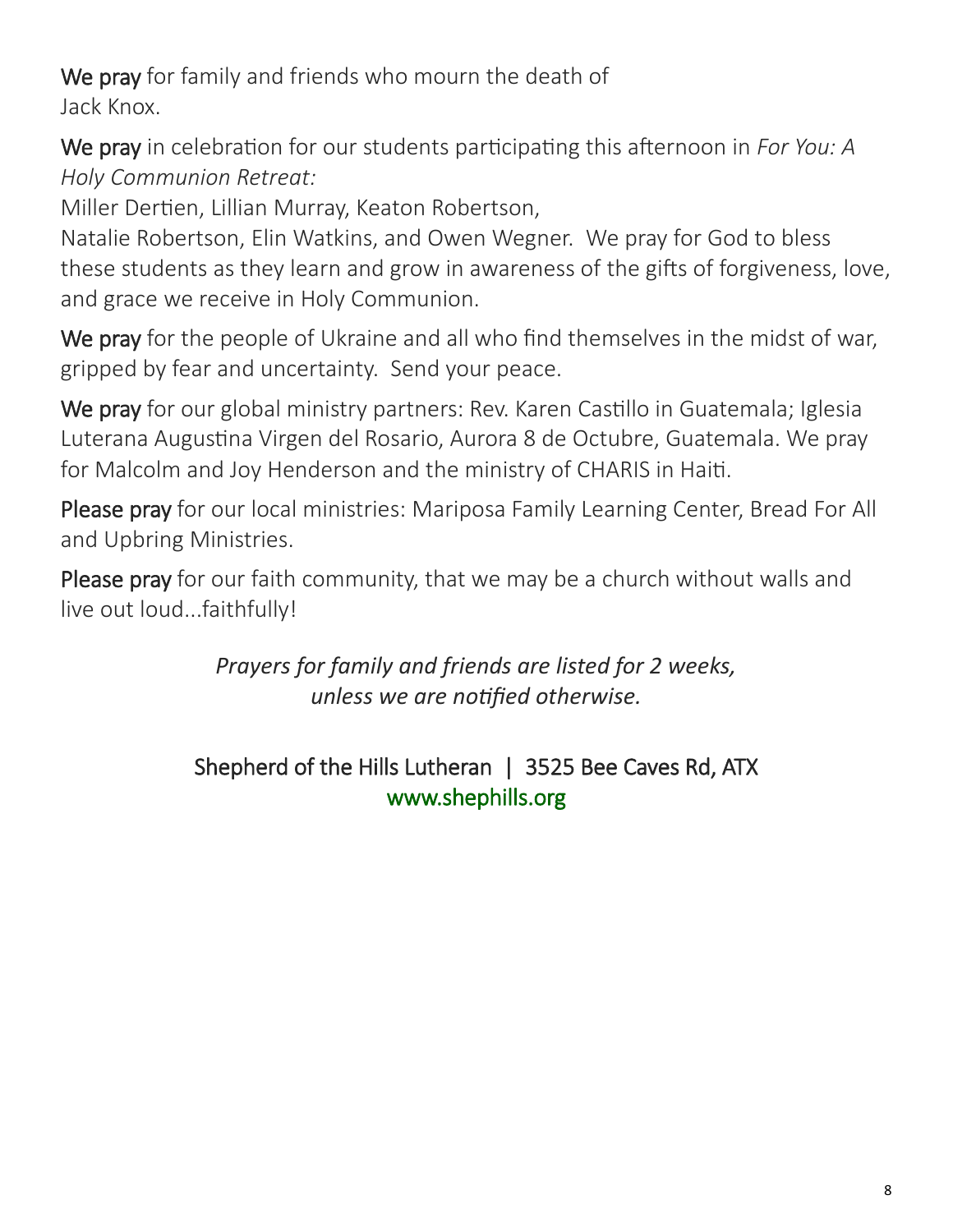**We pray** for family and friends who mourn the death of Jack Knox.

**We pray** in celebration for our students participating this afternoon in *For You: A Holy Communion Retreat:*
Miller Dertien, Lillian Murray, Keaton Robertson, Natalie Robertson, Elin Watkins, and Owen Wegner. We pray for God to bless these students as they learn and grow in awareness of the gifts of forgiveness, love, and grace we receive in Holy Communion.

**We pray** for the people of Ukraine and all who find themselves in the midst of war, gripped by fear and uncertainty. Send your peace.

**We pray** for our global ministry partners: Rev. Karen Castillo in Guatemala; Iglesia Luterana Augustina Virgen del Rosario, Aurora 8 de Octubre, Guatemala. We pray for Malcolm and Joy Henderson and the ministry of CHARIS in Haiti.

**Please pray** for our local ministries: Mariposa Family Learning Center, Bread For All and Upbring Ministries.

**Please pray** for our faith community, that we may be a church without walls and live out loud...faithfully!

*Prayers for family and friends are listed for 2 weeks, unless we are notified otherwise.*

Shepherd of the Hills Lutheran | 3525 Bee Caves Rd, ATX
www.shephills.org